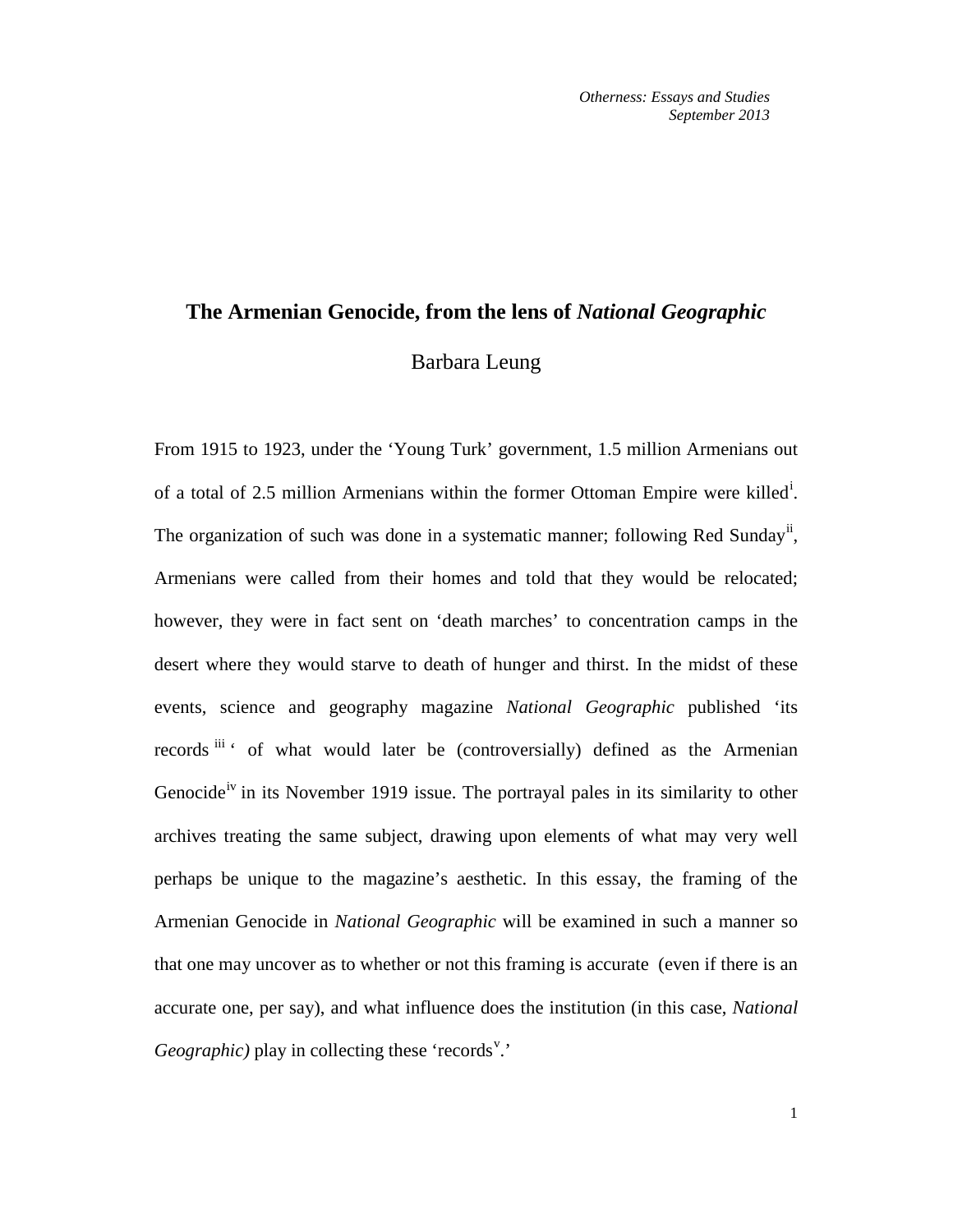*Otherness: Essays and Studies*
*September 2013*

# The Armenian Genocide, from the lens of *National Geographic*

Barbara Leung

From 1915 to 1923, under the 'Young Turk' government, 1.5 million Armenians out of a total of 2.5 million Armenians within the former Ottoman Empire were killed[i]. The organization of such was done in a systematic manner; following Red Sunday[ii], Armenians were called from their homes and told that they would be relocated; however, they were in fact sent on 'death marches' to concentration camps in the desert where they would starve to death of hunger and thirst. In the midst of these events, science and geography magazine *National Geographic* published 'its records[iii] ' of what would later be (controversially) defined as the Armenian Genocide[iv] in its November 1919 issue. The portrayal pales in its similarity to other archives treating the same subject, drawing upon elements of what may very well perhaps be unique to the magazine's aesthetic. In this essay, the framing of the Armenian Genocide in *National Geographic* will be examined in such a manner so that one may uncover as to whether or not this framing is accurate (even if there is an accurate one, per say), and what influence does the institution (in this case, *National Geographic)* play in collecting these 'records[v].'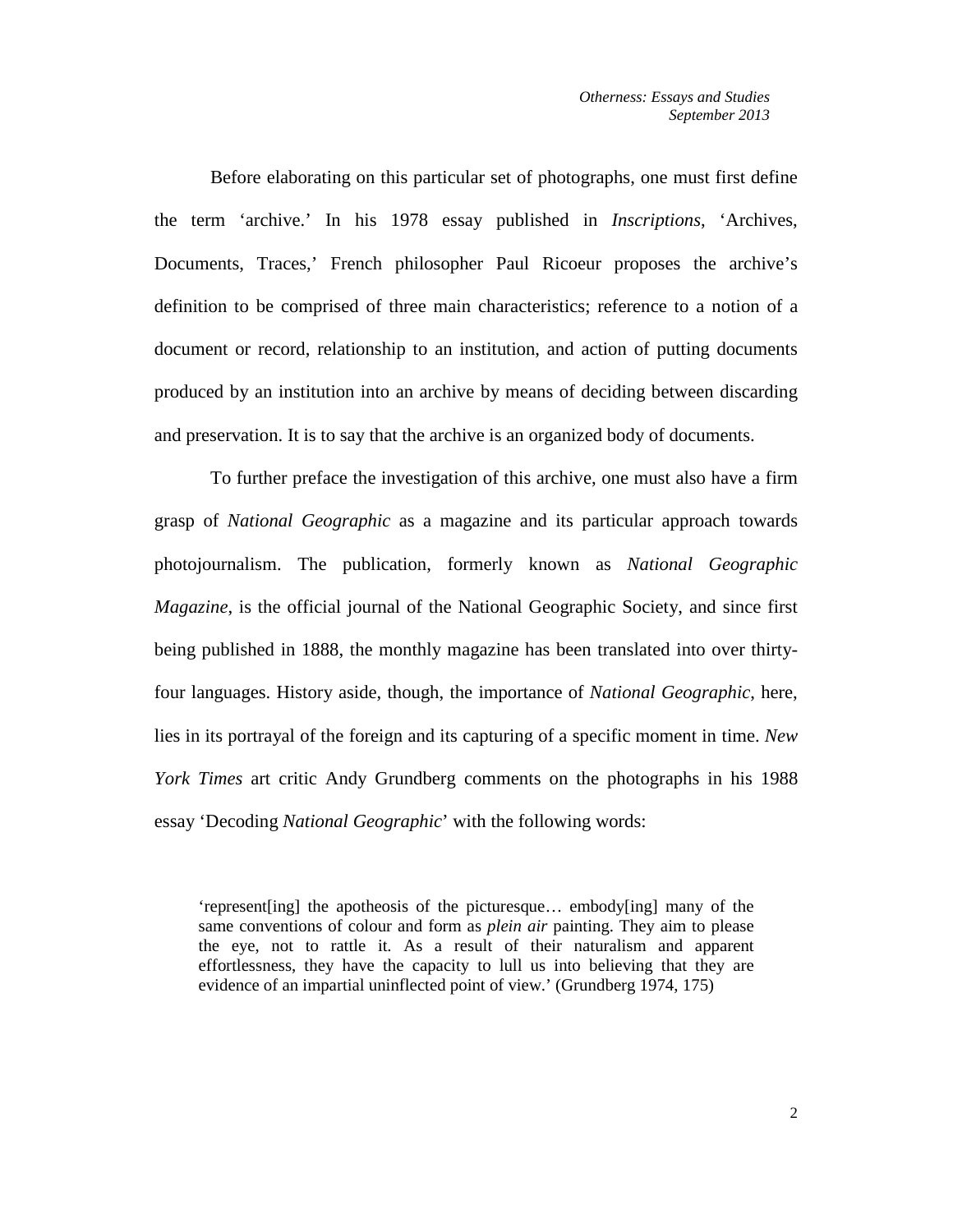Before elaborating on this particular set of photographs, one must first define the term ‘archive.’ In his 1978 essay published in *Inscriptions*, ‘Archives, Documents, Traces,’ French philosopher Paul Ricoeur proposes the archive’s definition to be comprised of three main characteristics; reference to a notion of a document or record, relationship to an institution, and action of putting documents produced by an institution into an archive by means of deciding between discarding and preservation. It is to say that the archive is an organized body of documents.

To further preface the investigation of this archive, one must also have a firm grasp of *National Geographic* as a magazine and its particular approach towards photojournalism. The publication, formerly known as *National Geographic Magazine*, is the official journal of the National Geographic Society, and since first being published in 1888, the monthly magazine has been translated into over thirty-four languages. History aside, though, the importance of *National Geographic*, here, lies in its portrayal of the foreign and its capturing of a specific moment in time. *New York Times* art critic Andy Grundberg comments on the photographs in his 1988 essay ‘Decoding *National Geographic*’ with the following words:

> ‘represent[ing] the apotheosis of the picturesque… embody[ing] many of the same conventions of colour and form as *plein air* painting. They aim to please the eye, not to rattle it. As a result of their naturalism and apparent effortlessness, they have the capacity to lull us into believing that they are evidence of an impartial uninflected point of view.’ (Grundberg 1974, 175)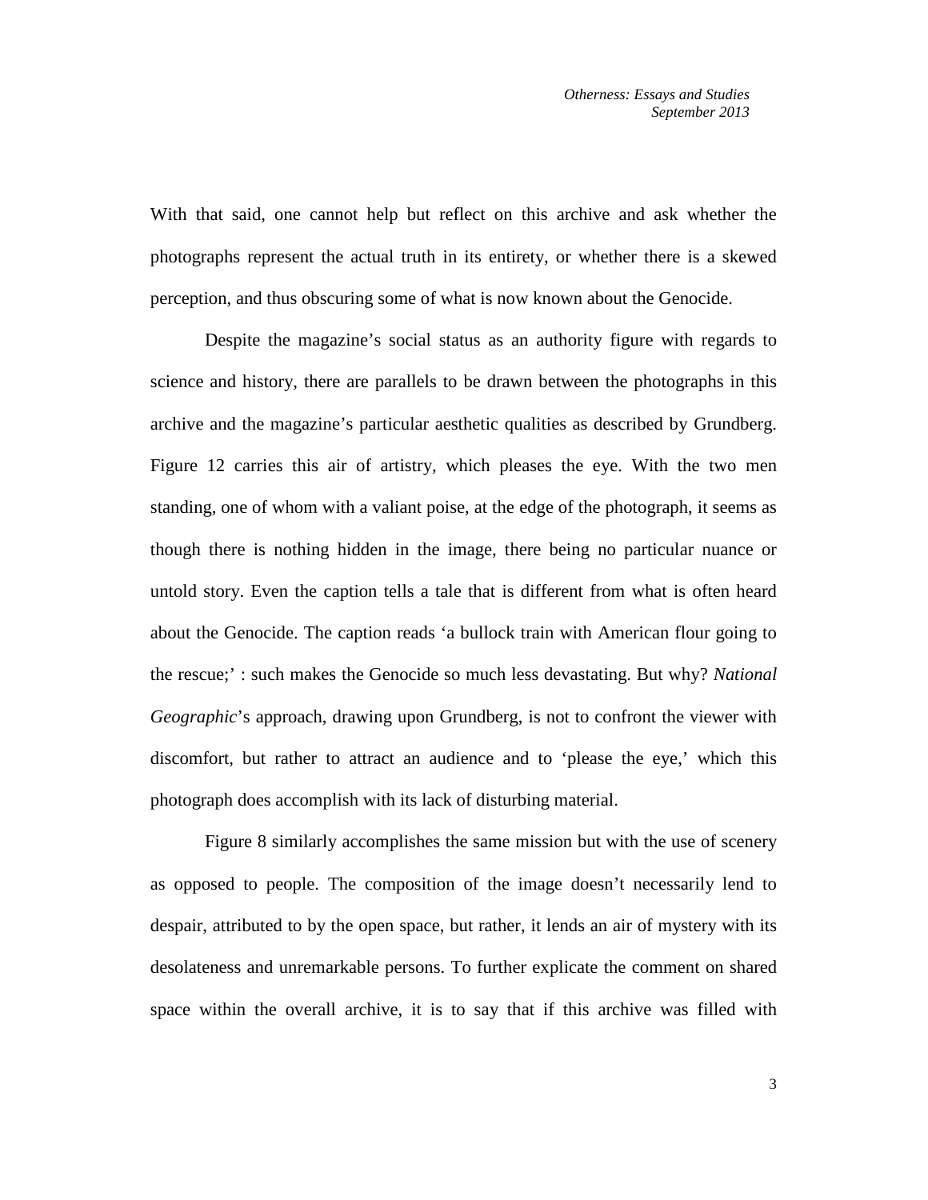With that said, one cannot help but reflect on this archive and ask whether the photographs represent the actual truth in its entirety, or whether there is a skewed perception, and thus obscuring some of what is now known about the Genocide.

Despite the magazine's social status as an authority figure with regards to science and history, there are parallels to be drawn between the photographs in this archive and the magazine's particular aesthetic qualities as described by Grundberg. Figure 12 carries this air of artistry, which pleases the eye. With the two men standing, one of whom with a valiant poise, at the edge of the photograph, it seems as though there is nothing hidden in the image, there being no particular nuance or untold story. Even the caption tells a tale that is different from what is often heard about the Genocide. The caption reads 'a bullock train with American flour going to the rescue;' : such makes the Genocide so much less devastating. But why? *National Geographic*'s approach, drawing upon Grundberg, is not to confront the viewer with discomfort, but rather to attract an audience and to 'please the eye,' which this photograph does accomplish with its lack of disturbing material.

Figure 8 similarly accomplishes the same mission but with the use of scenery as opposed to people. The composition of the image doesn't necessarily lend to despair, attributed to by the open space, but rather, it lends an air of mystery with its desolateness and unremarkable persons. To further explicate the comment on shared space within the overall archive, it is to say that if this archive was filled with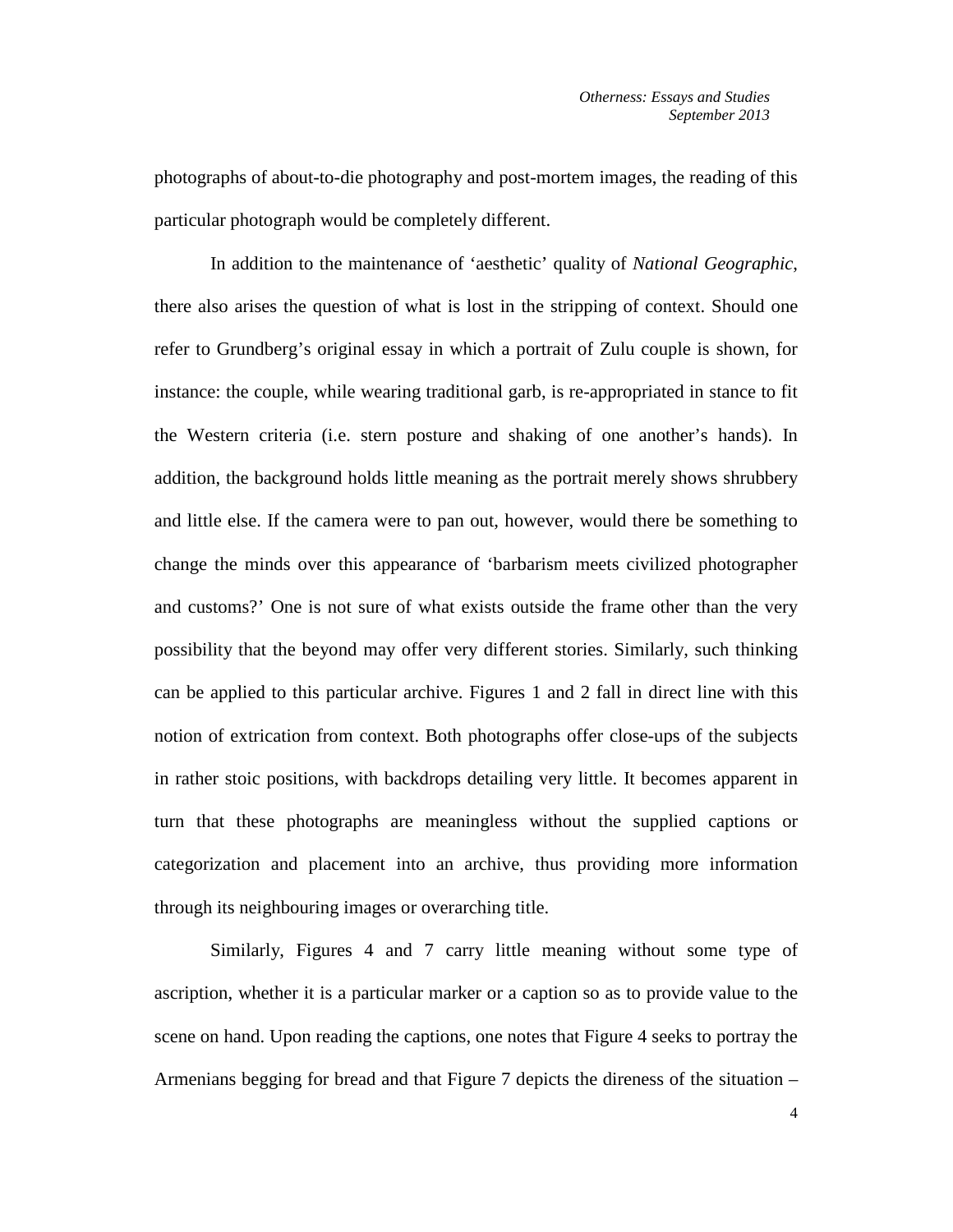photographs of about-to-die photography and post-mortem images, the reading of this particular photograph would be completely different.

In addition to the maintenance of 'aesthetic' quality of *National Geographic*, there also arises the question of what is lost in the stripping of context. Should one refer to Grundberg's original essay in which a portrait of Zulu couple is shown, for instance: the couple, while wearing traditional garb, is re-appropriated in stance to fit the Western criteria (i.e. stern posture and shaking of one another's hands). In addition, the background holds little meaning as the portrait merely shows shrubbery and little else. If the camera were to pan out, however, would there be something to change the minds over this appearance of 'barbarism meets civilized photographer and customs?' One is not sure of what exists outside the frame other than the very possibility that the beyond may offer very different stories. Similarly, such thinking can be applied to this particular archive. Figures 1 and 2 fall in direct line with this notion of extrication from context. Both photographs offer close-ups of the subjects in rather stoic positions, with backdrops detailing very little. It becomes apparent in turn that these photographs are meaningless without the supplied captions or categorization and placement into an archive, thus providing more information through its neighbouring images or overarching title.

Similarly, Figures 4 and 7 carry little meaning without some type of ascription, whether it is a particular marker or a caption so as to provide value to the scene on hand. Upon reading the captions, one notes that Figure 4 seeks to portray the Armenians begging for bread and that Figure 7 depicts the direness of the situation –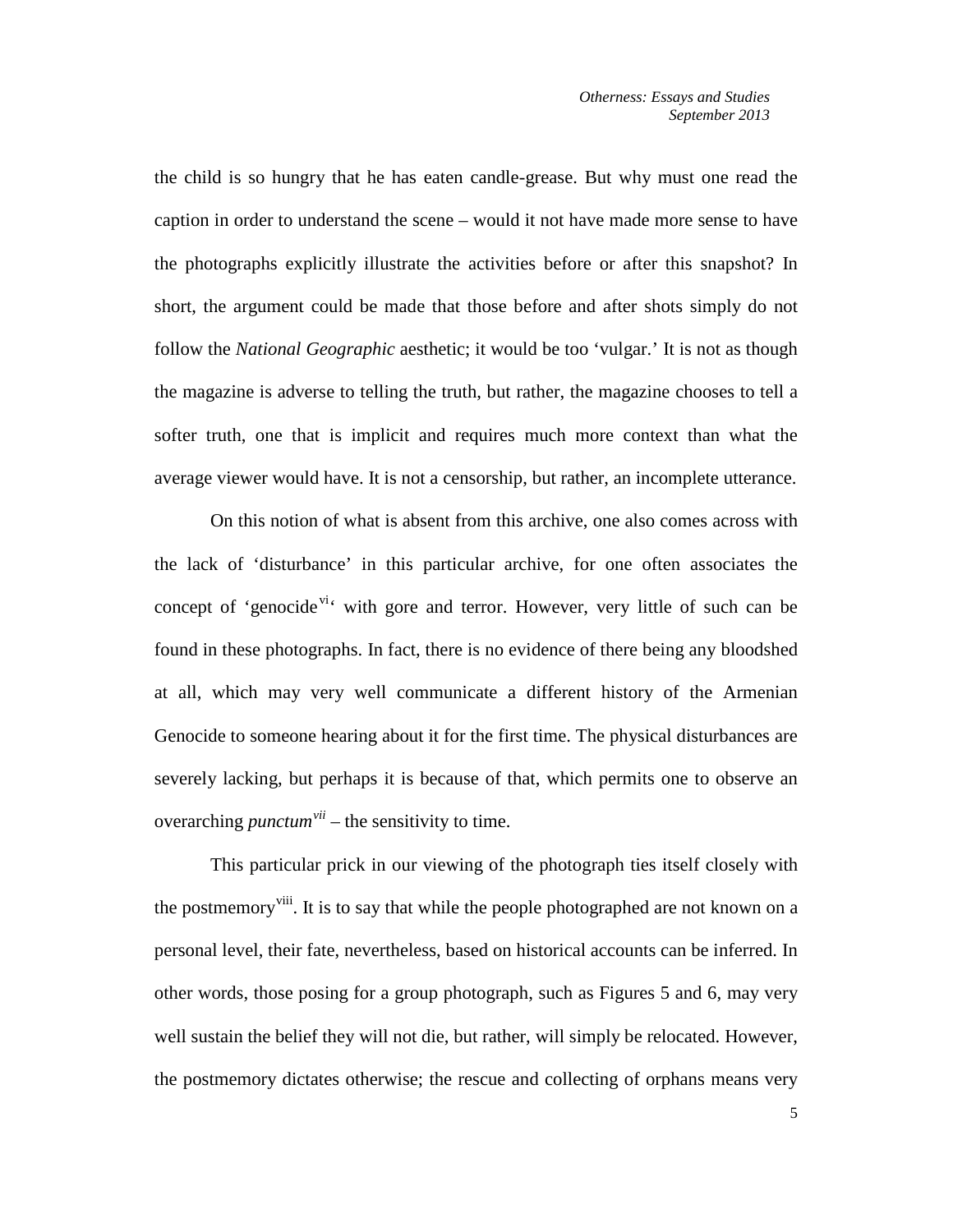the child is so hungry that he has eaten candle-grease. But why must one read the caption in order to understand the scene – would it not have made more sense to have the photographs explicitly illustrate the activities before or after this snapshot? In short, the argument could be made that those before and after shots simply do not follow the *National Geographic* aesthetic; it would be too 'vulgar.' It is not as though the magazine is adverse to telling the truth, but rather, the magazine chooses to tell a softer truth, one that is implicit and requires much more context than what the average viewer would have. It is not a censorship, but rather, an incomplete utterance.

On this notion of what is absent from this archive, one also comes across with the lack of 'disturbance' in this particular archive, for one often associates the concept of 'genocide[vi]' with gore and terror. However, very little of such can be found in these photographs. In fact, there is no evidence of there being any bloodshed at all, which may very well communicate a different history of the Armenian Genocide to someone hearing about it for the first time. The physical disturbances are severely lacking, but perhaps it is because of that, which permits one to observe an overarching *punctum*[vii] – the sensitivity to time.

This particular prick in our viewing of the photograph ties itself closely with the postmemory[viii]. It is to say that while the people photographed are not known on a personal level, their fate, nevertheless, based on historical accounts can be inferred. In other words, those posing for a group photograph, such as Figures 5 and 6, may very well sustain the belief they will not die, but rather, will simply be relocated. However, the postmemory dictates otherwise; the rescue and collecting of orphans means very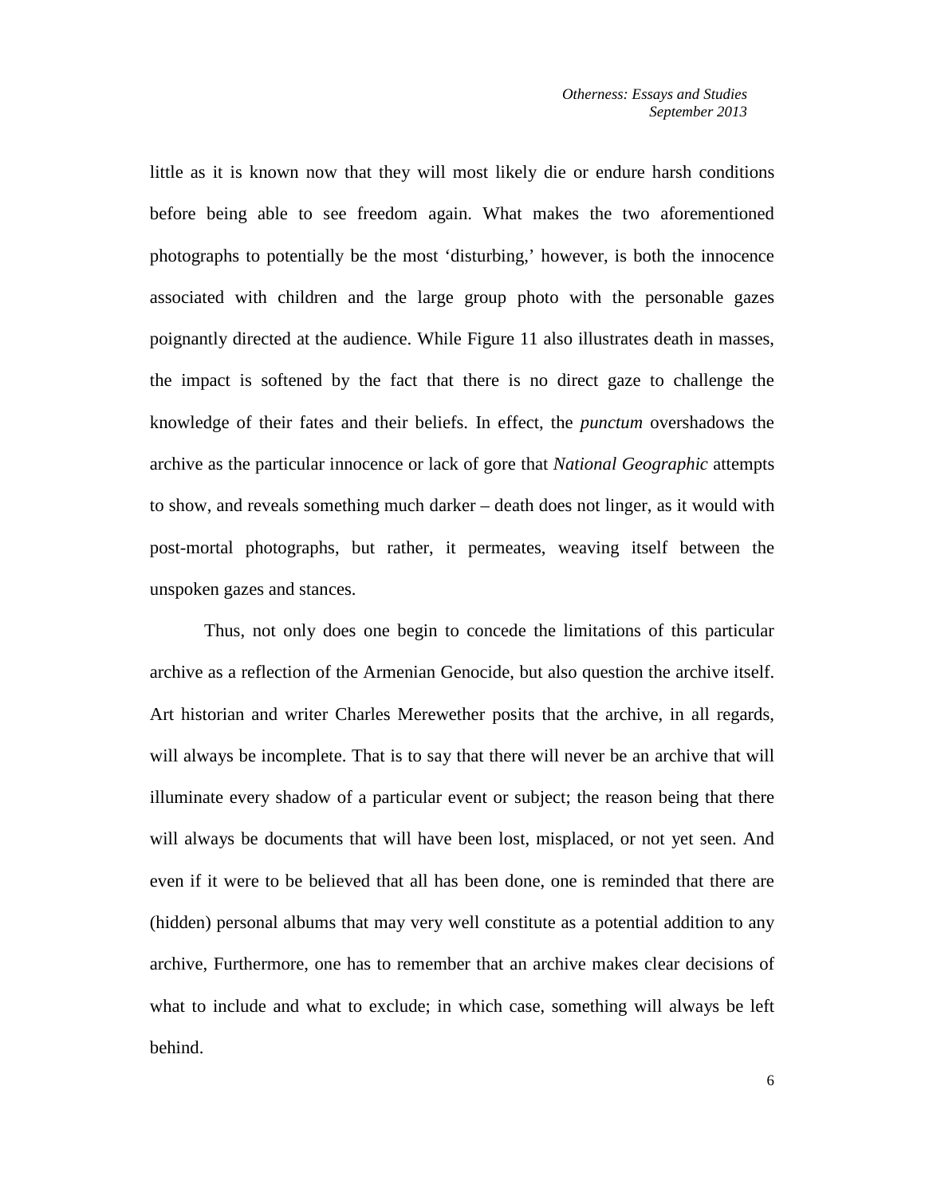little as it is known now that they will most likely die or endure harsh conditions before being able to see freedom again. What makes the two aforementioned photographs to potentially be the most 'disturbing,' however, is both the innocence associated with children and the large group photo with the personable gazes poignantly directed at the audience. While Figure 11 also illustrates death in masses, the impact is softened by the fact that there is no direct gaze to challenge the knowledge of their fates and their beliefs. In effect, the *punctum* overshadows the archive as the particular innocence or lack of gore that *National Geographic* attempts to show, and reveals something much darker – death does not linger, as it would with post-mortal photographs, but rather, it permeates, weaving itself between the unspoken gazes and stances.

Thus, not only does one begin to concede the limitations of this particular archive as a reflection of the Armenian Genocide, but also question the archive itself. Art historian and writer Charles Merewether posits that the archive, in all regards, will always be incomplete. That is to say that there will never be an archive that will illuminate every shadow of a particular event or subject; the reason being that there will always be documents that will have been lost, misplaced, or not yet seen. And even if it were to be believed that all has been done, one is reminded that there are (hidden) personal albums that may very well constitute as a potential addition to any archive, Furthermore, one has to remember that an archive makes clear decisions of what to include and what to exclude; in which case, something will always be left behind.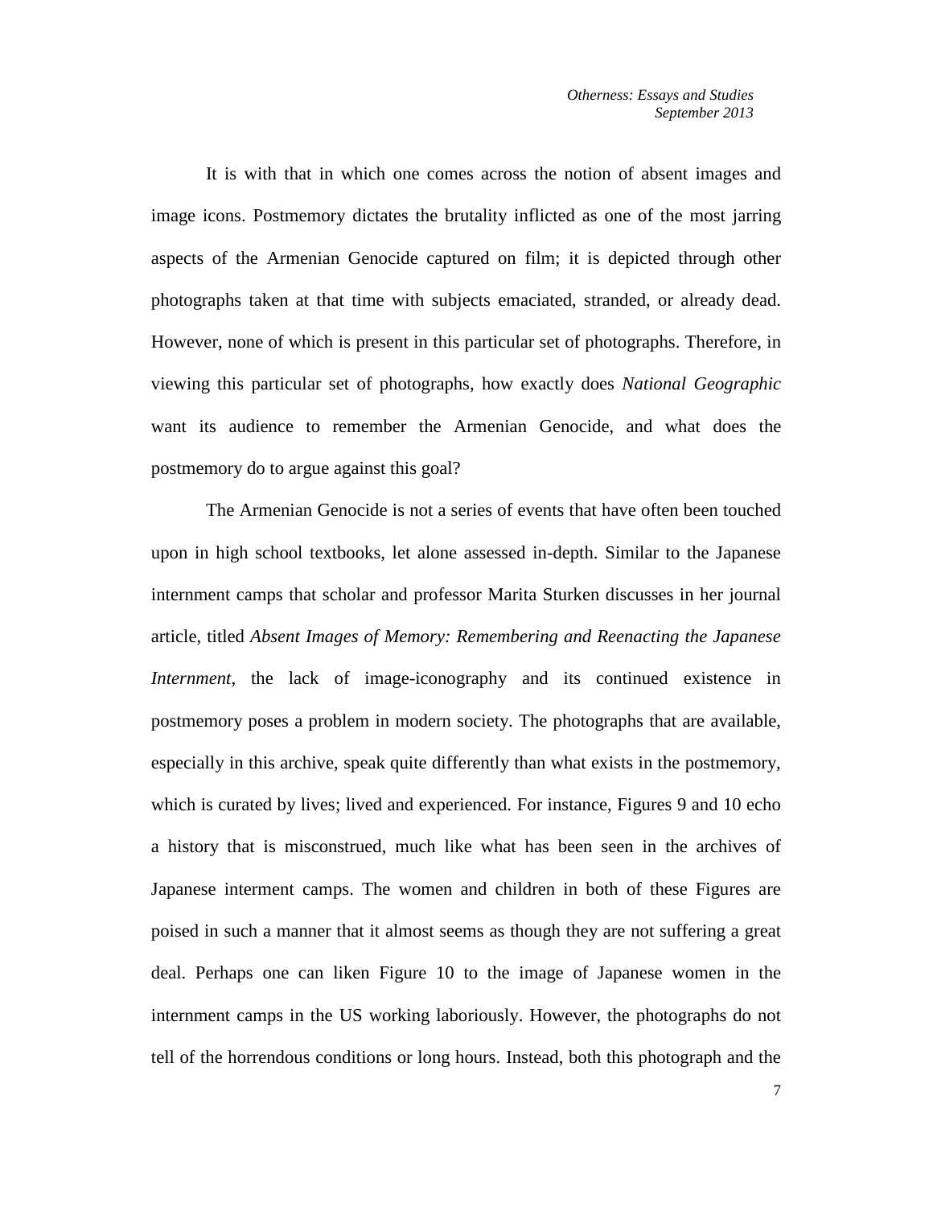It is with that in which one comes across the notion of absent images and image icons. Postmemory dictates the brutality inflicted as one of the most jarring aspects of the Armenian Genocide captured on film; it is depicted through other photographs taken at that time with subjects emaciated, stranded, or already dead. However, none of which is present in this particular set of photographs. Therefore, in viewing this particular set of photographs, how exactly does *National Geographic* want its audience to remember the Armenian Genocide, and what does the postmemory do to argue against this goal?

The Armenian Genocide is not a series of events that have often been touched upon in high school textbooks, let alone assessed in-depth. Similar to the Japanese internment camps that scholar and professor Marita Sturken discusses in her journal article, titled *Absent Images of Memory: Remembering and Reenacting the Japanese Internment*, the lack of image-iconography and its continued existence in postmemory poses a problem in modern society. The photographs that are available, especially in this archive, speak quite differently than what exists in the postmemory, which is curated by lives; lived and experienced. For instance, Figures 9 and 10 echo a history that is misconstrued, much like what has been seen in the archives of Japanese interment camps. The women and children in both of these Figures are poised in such a manner that it almost seems as though they are not suffering a great deal. Perhaps one can liken Figure 10 to the image of Japanese women in the internment camps in the US working laboriously. However, the photographs do not tell of the horrendous conditions or long hours. Instead, both this photograph and the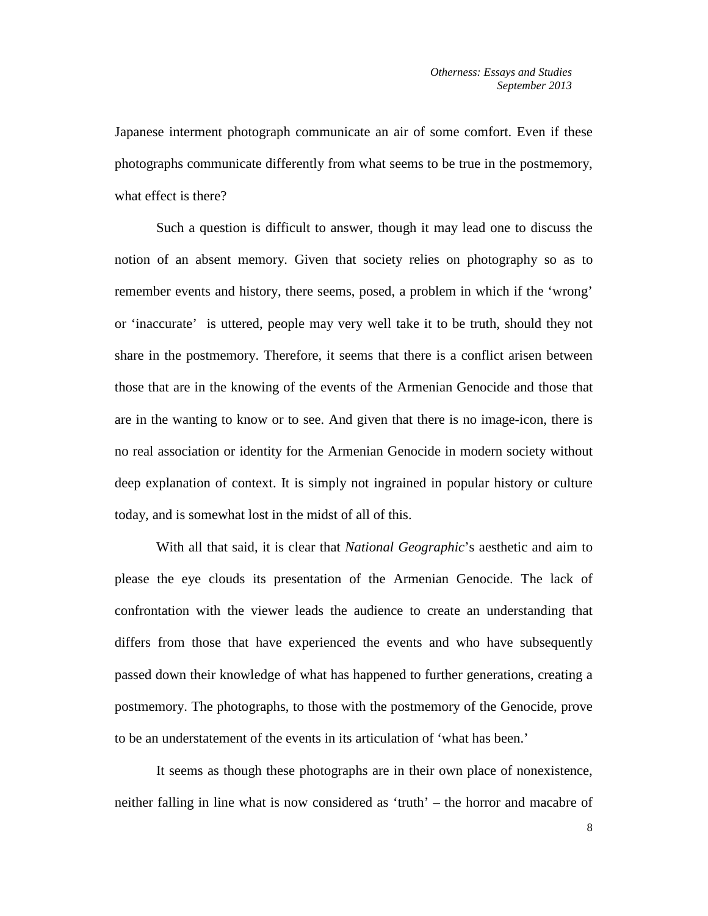Japanese interment photograph communicate an air of some comfort. Even if these photographs communicate differently from what seems to be true in the postmemory, what effect is there?

Such a question is difficult to answer, though it may lead one to discuss the notion of an absent memory. Given that society relies on photography so as to remember events and history, there seems, posed, a problem in which if the 'wrong' or 'inaccurate' is uttered, people may very well take it to be truth, should they not share in the postmemory. Therefore, it seems that there is a conflict arisen between those that are in the knowing of the events of the Armenian Genocide and those that are in the wanting to know or to see. And given that there is no image-icon, there is no real association or identity for the Armenian Genocide in modern society without deep explanation of context. It is simply not ingrained in popular history or culture today, and is somewhat lost in the midst of all of this.

With all that said, it is clear that *National Geographic*'s aesthetic and aim to please the eye clouds its presentation of the Armenian Genocide. The lack of confrontation with the viewer leads the audience to create an understanding that differs from those that have experienced the events and who have subsequently passed down their knowledge of what has happened to further generations, creating a postmemory. The photographs, to those with the postmemory of the Genocide, prove to be an understatement of the events in its articulation of 'what has been.'

It seems as though these photographs are in their own place of nonexistence, neither falling in line what is now considered as 'truth' – the horror and macabre of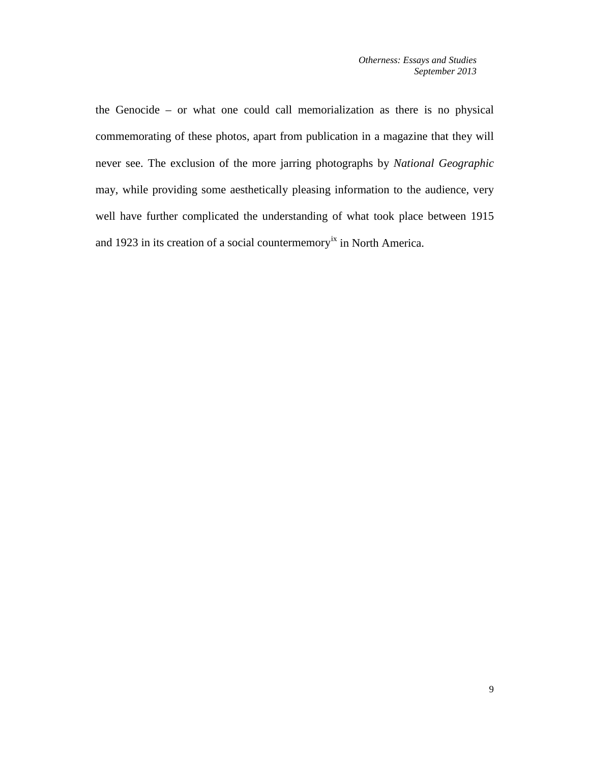the Genocide – or what one could call memorialization as there is no physical commemorating of these photos, apart from publication in a magazine that they will never see. The exclusion of the more jarring photographs by *National Geographic* may, while providing some aesthetically pleasing information to the audience, very well have further complicated the understanding of what took place between 1915 and 1923 in its creation of a social countermemory[ix] in North America.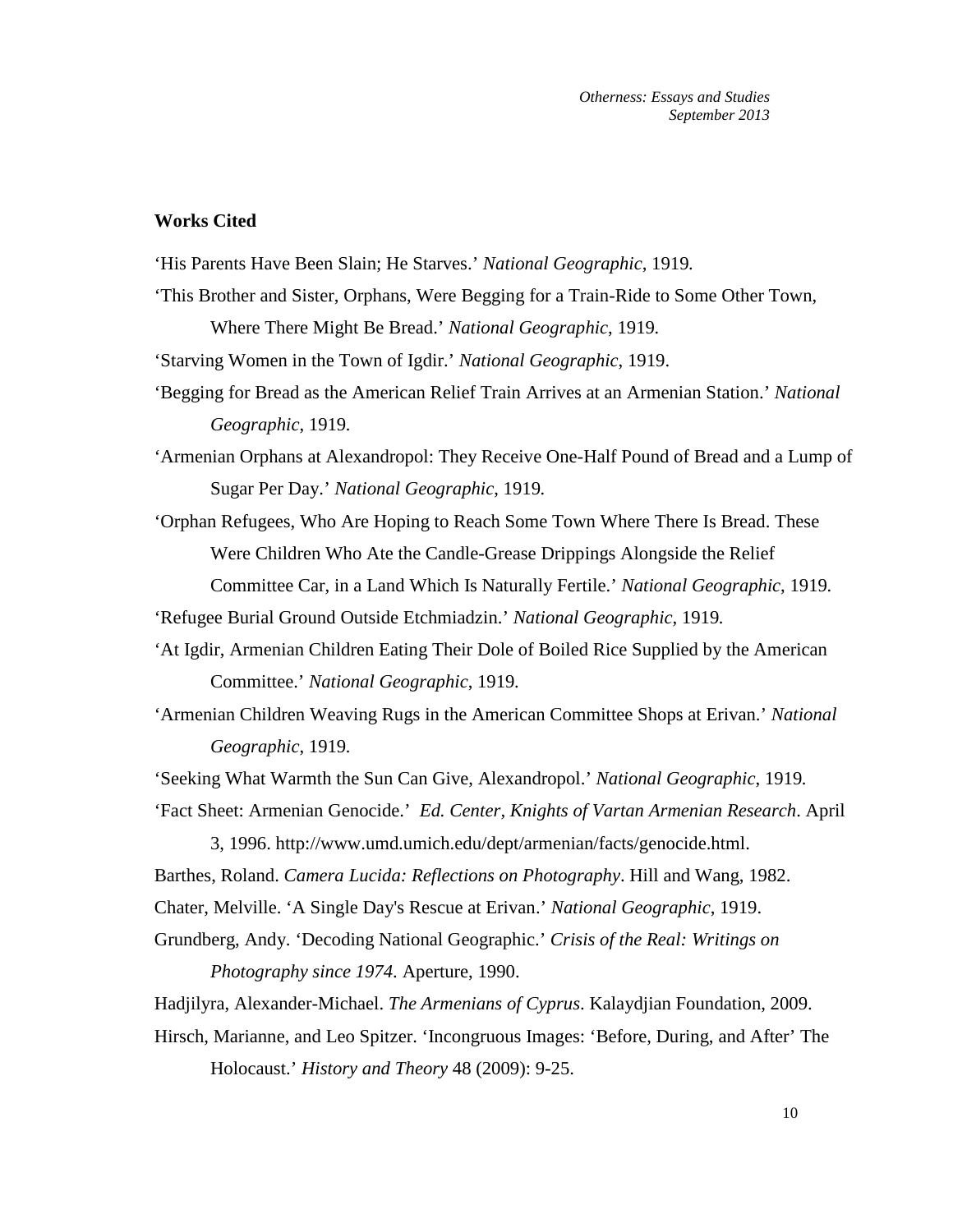## Works Cited

'His Parents Have Been Slain; He Starves.' *National Geographic*, 1919.

'This Brother and Sister, Orphans, Were Begging for a Train-Ride to Some Other Town, Where There Might Be Bread.' *National Geographic*, 1919.

'Starving Women in the Town of Igdir.' *National Geographic*, 1919.

'Begging for Bread as the American Relief Train Arrives at an Armenian Station.' *National Geographic*, 1919.

'Armenian Orphans at Alexandropol: They Receive One-Half Pound of Bread and a Lump of Sugar Per Day.' *National Geographic*, 1919.

'Orphan Refugees, Who Are Hoping to Reach Some Town Where There Is Bread. These Were Children Who Ate the Candle-Grease Drippings Alongside the Relief Committee Car, in a Land Which Is Naturally Fertile.' *National Geographic*, 1919.

'Refugee Burial Ground Outside Etchmiadzin.' *National Geographic*, 1919.

'At Igdir, Armenian Children Eating Their Dole of Boiled Rice Supplied by the American Committee.' *National Geographic*, 1919.

'Armenian Children Weaving Rugs in the American Committee Shops at Erivan.' *National Geographic*, 1919.

'Seeking What Warmth the Sun Can Give, Alexandropol.' *National Geographic*, 1919.

'Fact Sheet: Armenian Genocide.' *Ed. Center, Knights of Vartan Armenian Research*. April 3, 1996. http://www.umd.umich.edu/dept/armenian/facts/genocide.html.

Barthes, Roland. *Camera Lucida: Reflections on Photography*. Hill and Wang, 1982.

Chater, Melville. 'A Single Day's Rescue at Erivan.' *National Geographic*, 1919.

Grundberg, Andy. 'Decoding National Geographic.' *Crisis of the Real: Writings on Photography since 1974.* Aperture, 1990.

Hadjilyra, Alexander-Michael. *The Armenians of Cyprus*. Kalaydjian Foundation, 2009.

Hirsch, Marianne, and Leo Spitzer. 'Incongruous Images: 'Before, During, and After' The Holocaust.' *History and Theory* 48 (2009): 9-25.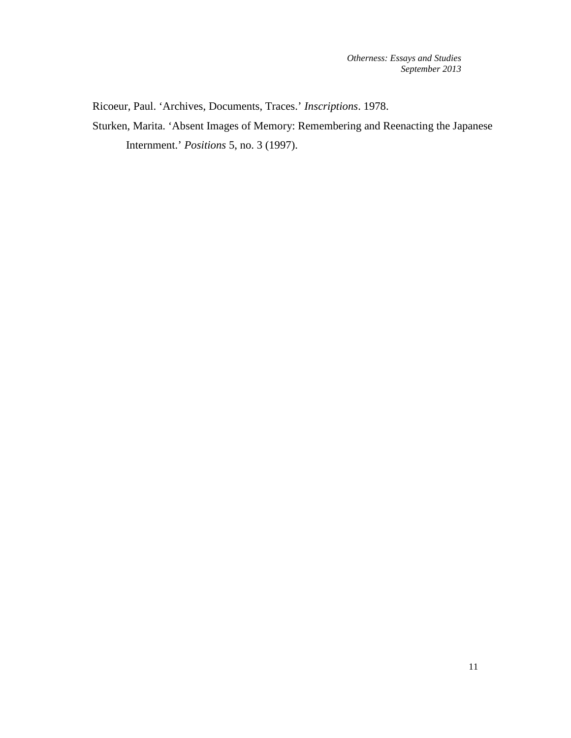Ricoeur, Paul. 'Archives, Documents, Traces.' *Inscriptions*. 1978.

Sturken, Marita. 'Absent Images of Memory: Remembering and Reenacting the Japanese Internment.' *Positions* 5, no. 3 (1997).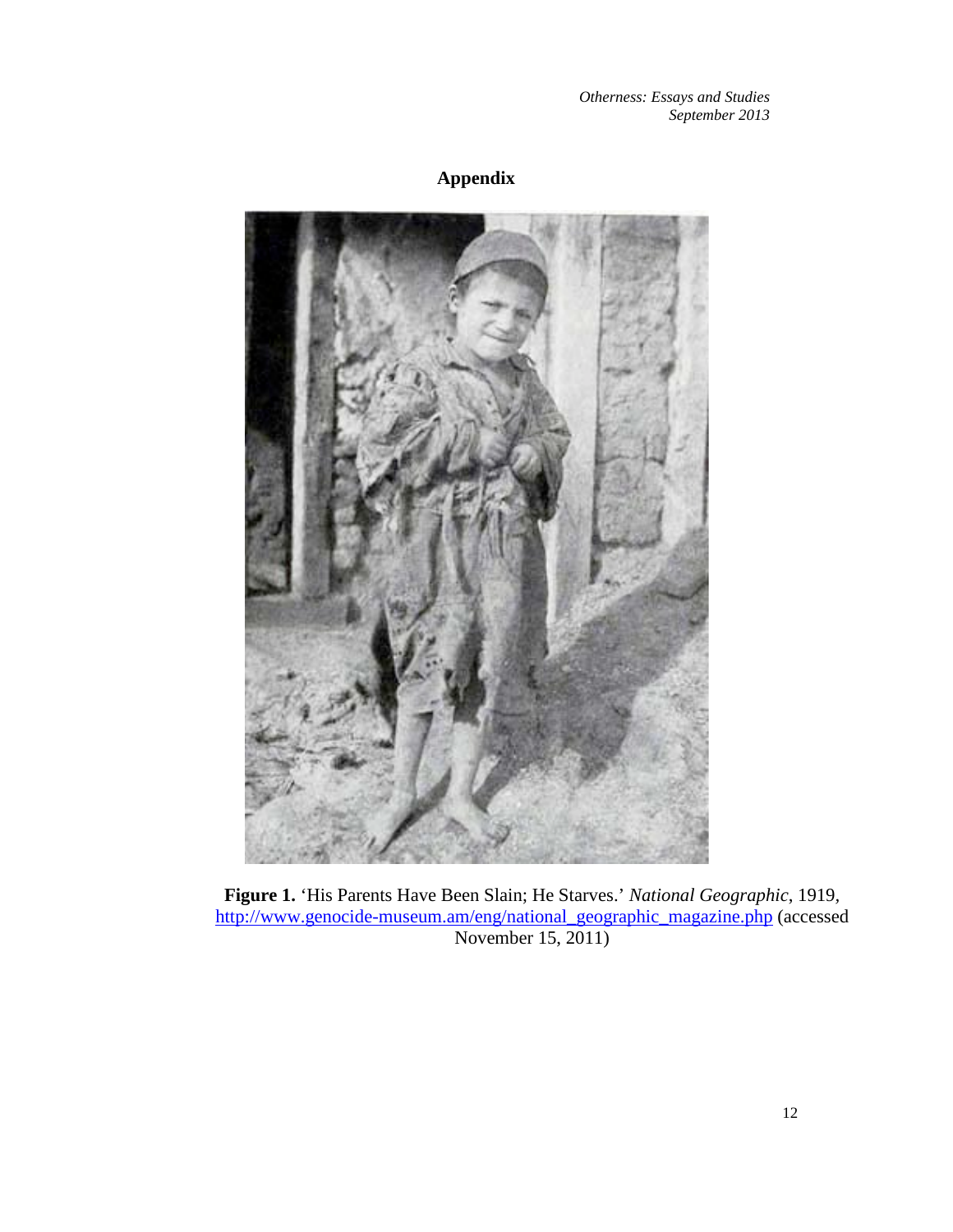## Appendix

**Figure 1.** 'His Parents Have Been Slain; He Starves.' *National Geographic*, 1919, http://www.genocide-museum.am/eng/national_geographic_magazine.php (accessed November 15, 2011)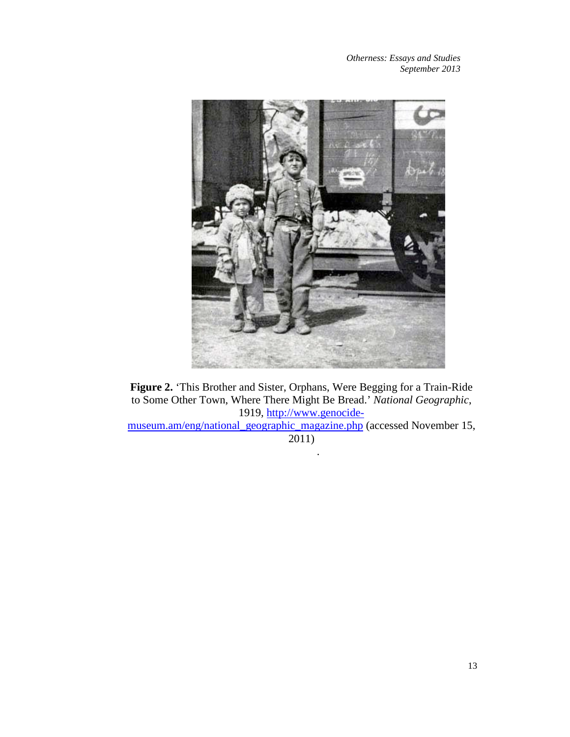**Figure 2.** 'This Brother and Sister, Orphans, Were Begging for a Train-Ride to Some Other Town, Where There Might Be Bread.' *National Geographic*, 1919, http://www.genocide-museum.am/eng/national_geographic_magazine.php (accessed November 15, 2011)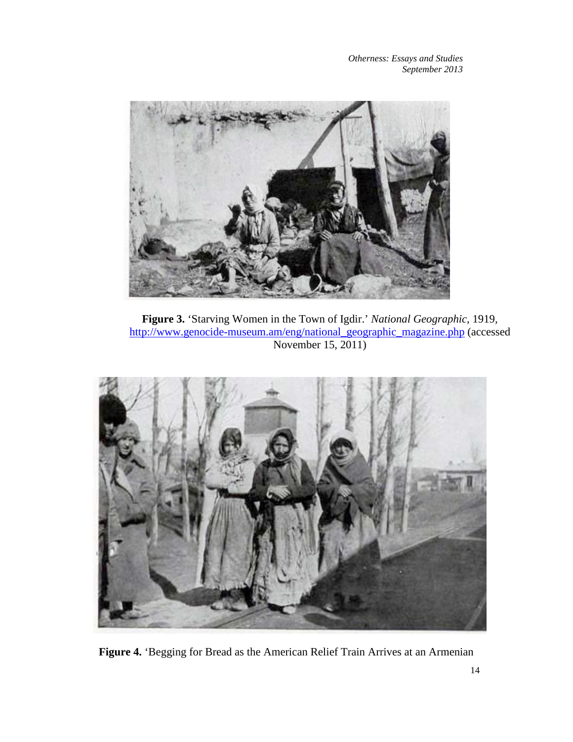**Figure 3.** 'Starving Women in the Town of Igdir.' *National Geographic*, 1919, http://www.genocide-museum.am/eng/national_geographic_magazine.php (accessed November 15, 2011)

**Figure 4.** 'Begging for Bread as the American Relief Train Arrives at an Armenian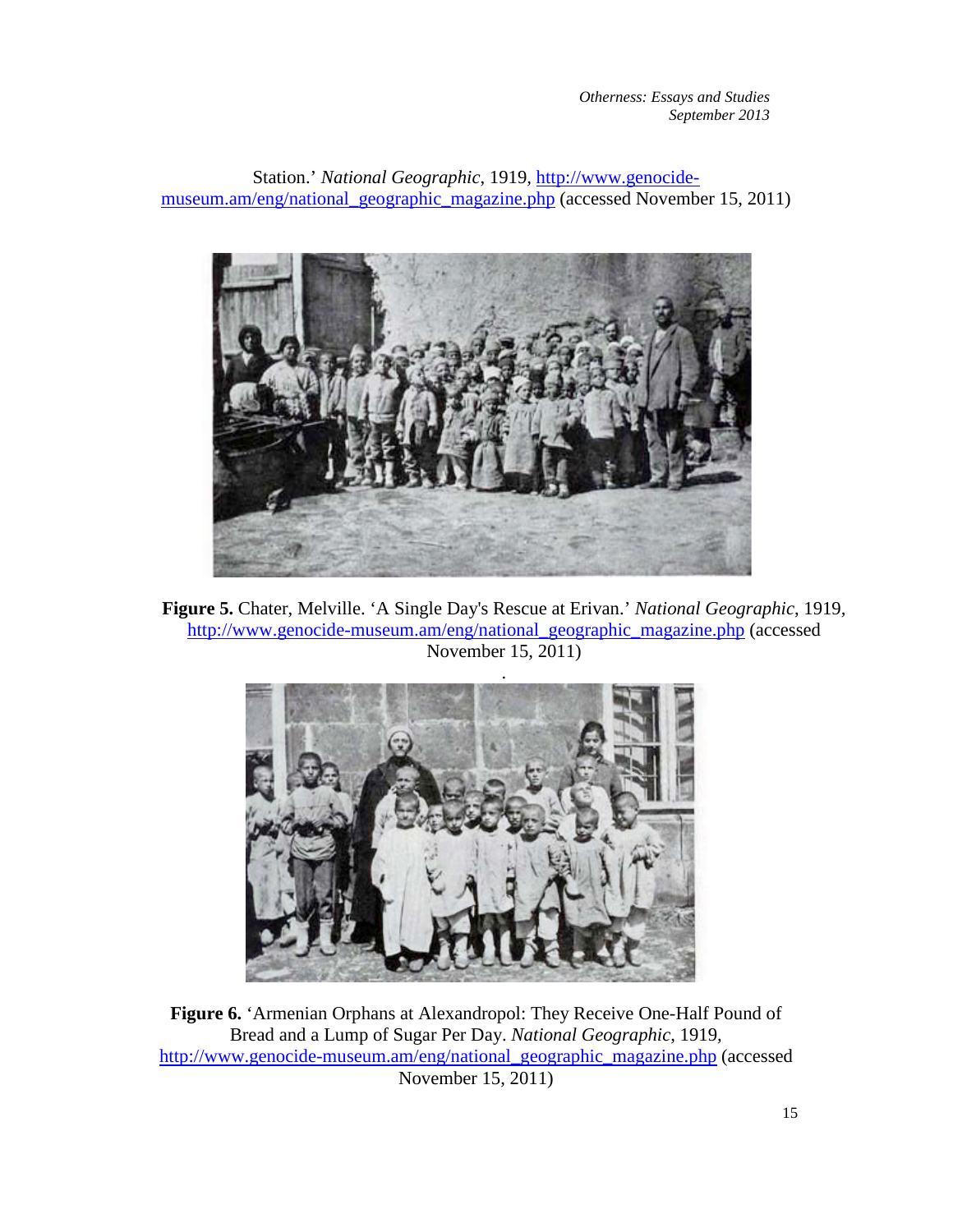Station.' *National Geographic*, 1919, http://www.genocide-museum.am/eng/national_geographic_magazine.php (accessed November 15, 2011)

**Figure 5.** Chater, Melville. 'A Single Day's Rescue at Erivan.' *National Geographic*, 1919, http://www.genocide-museum.am/eng/national_geographic_magazine.php (accessed November 15, 2011)

**Figure 6.** 'Armenian Orphans at Alexandropol: They Receive One-Half Pound of Bread and a Lump of Sugar Per Day. *National Geographic*, 1919, http://www.genocide-museum.am/eng/national_geographic_magazine.php (accessed November 15, 2011)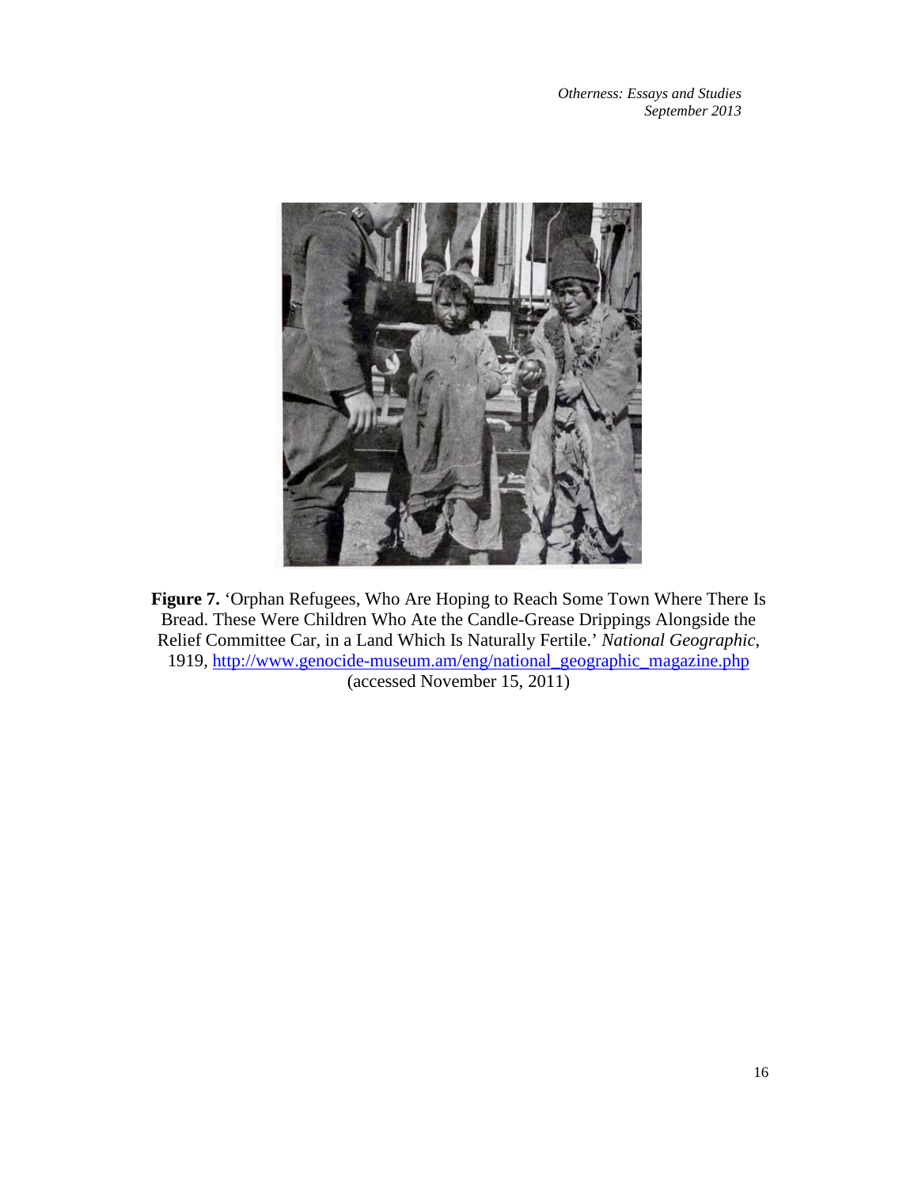**Figure 7.** 'Orphan Refugees, Who Are Hoping to Reach Some Town Where There Is Bread. These Were Children Who Ate the Candle-Grease Drippings Alongside the Relief Committee Car, in a Land Which Is Naturally Fertile.' *National Geographic*, 1919, http://www.genocide-museum.am/eng/national_geographic_magazine.php (accessed November 15, 2011)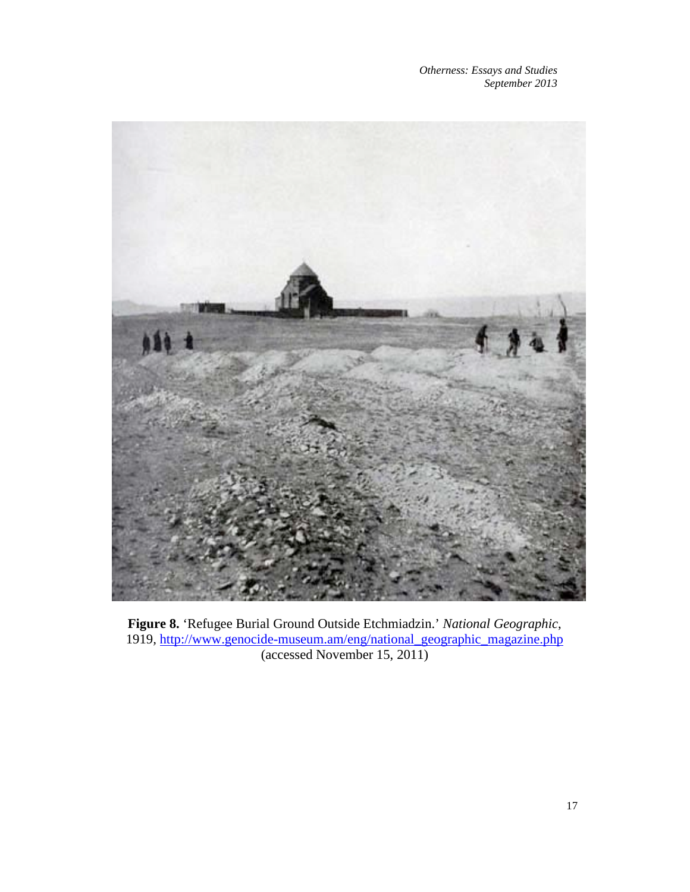**Figure 8.** 'Refugee Burial Ground Outside Etchmiadzin.' *National Geographic*, 1919, http://www.genocide-museum.am/eng/national_geographic_magazine.php (accessed November 15, 2011)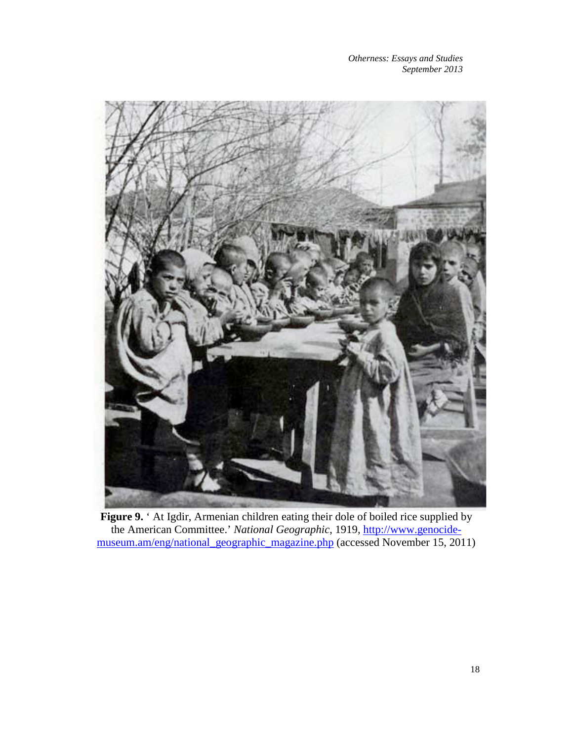**Figure 9.** ' At Igdir, Armenian children eating their dole of boiled rice supplied by the American Committee.' *National Geographic*, 1919, [http://www.genocide-museum.am/eng/national_geographic_magazine.php](http://www.genocide-museum.am/eng/national_geographic_magazine.php) (accessed November 15, 2011)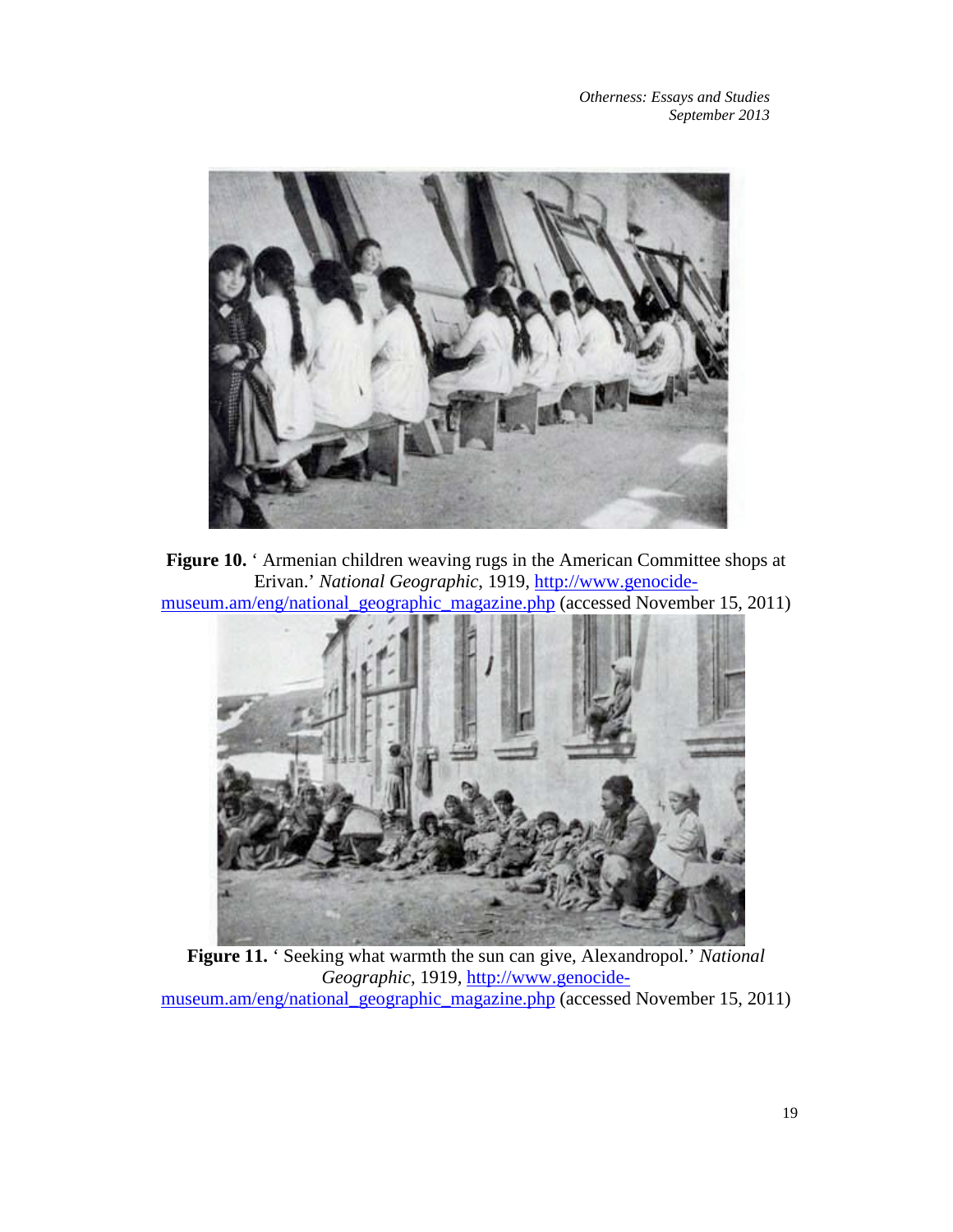**Figure 10.** ' Armenian children weaving rugs in the American Committee shops at Erivan.' *National Geographic*, 1919, [http://www.genocide-museum.am/eng/national_geographic_magazine.php](http://www.genocide-museum.am/eng/national_geographic_magazine.php) (accessed November 15, 2011)

**Figure 11.** ' Seeking what warmth the sun can give, Alexandropol.' *National Geographic*, 1919, [http://www.genocide-museum.am/eng/national_geographic_magazine.php](http://www.genocide-museum.am/eng/national_geographic_magazine.php) (accessed November 15, 2011)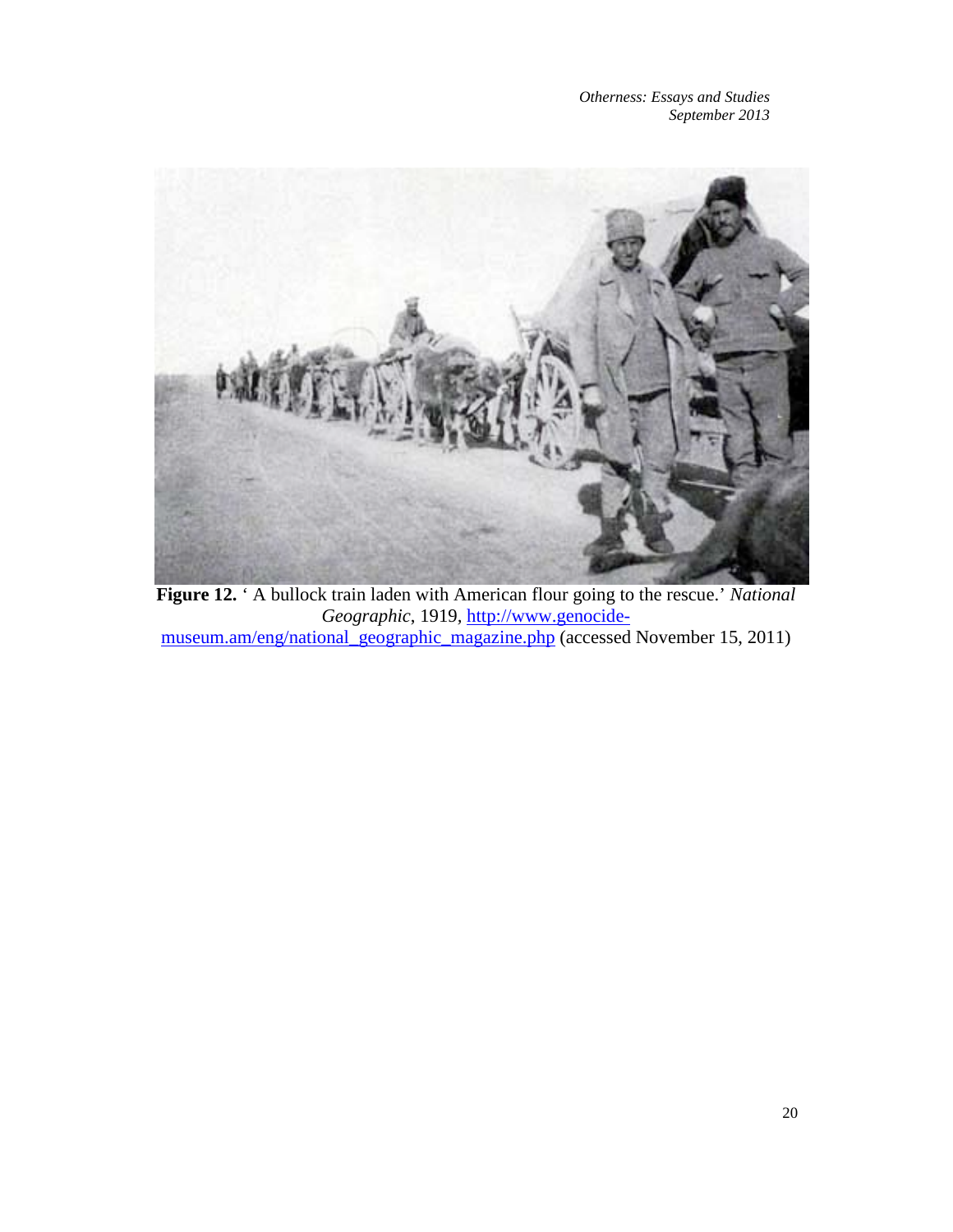**Figure 12.** ' A bullock train laden with American flour going to the rescue.' *National Geographic*, 1919, http://www.genocide-museum.am/eng/national_geographic_magazine.php (accessed November 15, 2011)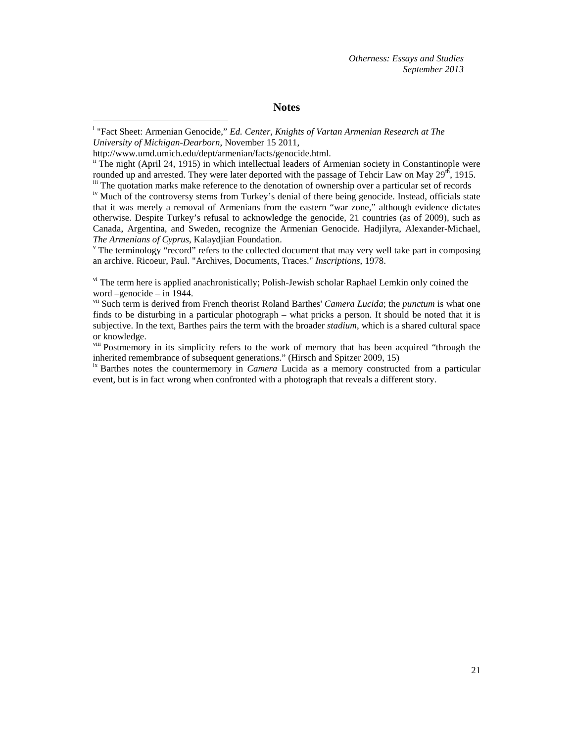## Notes

[i] "Fact Sheet: Armenian Genocide," *Ed. Center, Knights of Vartan Armenian Research at The University of Michigan-Dearborn*, November 15 2011, http://www.umd.umich.edu/dept/armenian/facts/genocide.html.

[ii] The night (April 24, 1915) in which intellectual leaders of Armenian society in Constantinople were rounded up and arrested. They were later deported with the passage of Tehcir Law on May 29th, 1915.

[iii] The quotation marks make reference to the denotation of ownership over a particular set of records

[iv] Much of the controversy stems from Turkey's denial of there being genocide. Instead, officials state that it was merely a removal of Armenians from the eastern "war zone," although evidence dictates otherwise. Despite Turkey's refusal to acknowledge the genocide, 21 countries (as of 2009), such as Canada, Argentina, and Sweden, recognize the Armenian Genocide. Hadjilyra, Alexander-Michael, *The Armenians of Cyprus*, Kalaydjian Foundation.

[v] The terminology "record" refers to the collected document that may very well take part in composing an archive. Ricoeur, Paul. "Archives, Documents, Traces." *Inscriptions*, 1978.

[vi] The term here is applied anachronistically; Polish-Jewish scholar Raphael Lemkin only coined the word –genocide – in 1944.

[vii] Such term is derived from French theorist Roland Barthes' *Camera Lucida*; the *punctum* is what one finds to be disturbing in a particular photograph – what pricks a person. It should be noted that it is subjective. In the text, Barthes pairs the term with the broader *stadium*, which is a shared cultural space or knowledge.

[viii] Postmemory in its simplicity refers to the work of memory that has been acquired "through the inherited remembrance of subsequent generations." (Hirsch and Spitzer 2009, 15)

[ix] Barthes notes the countermemory in *Camera* Lucida as a memory constructed from a particular event, but is in fact wrong when confronted with a photograph that reveals a different story.